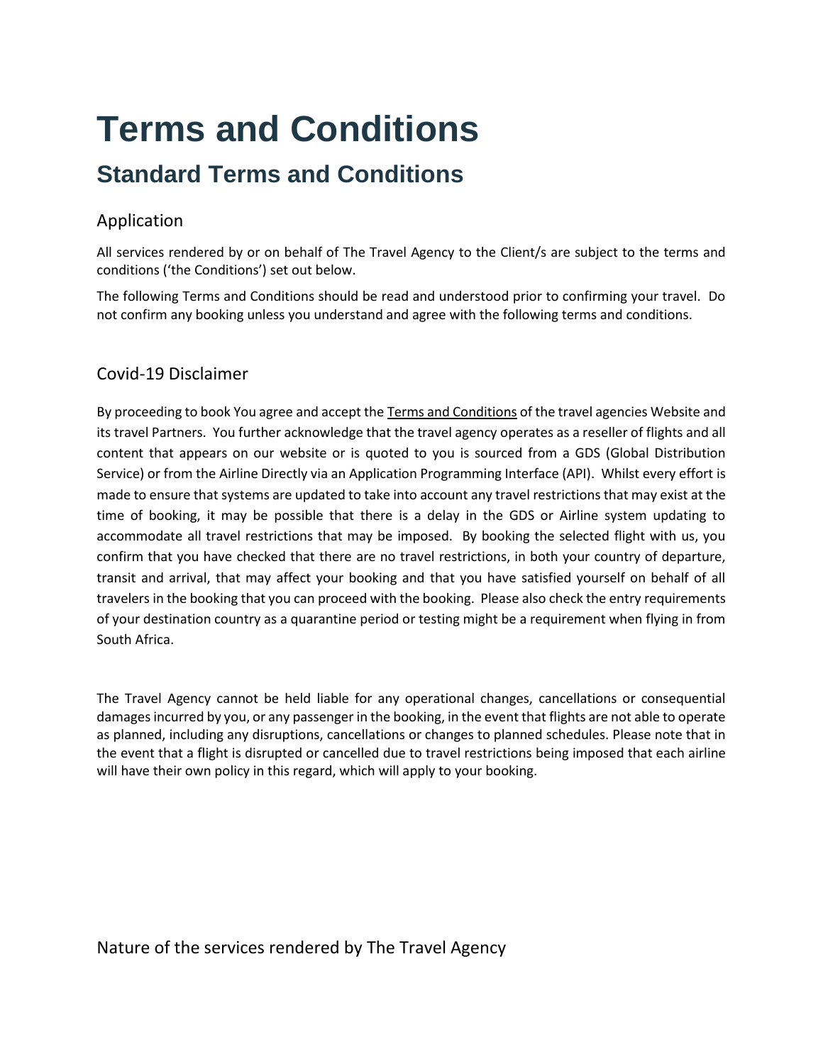# Terms and Conditions

## Standard Terms and Conditions

### Application

All services rendered by or on behalf of The Travel Agency to the Client/s are subject to the terms and conditions ('the Conditions') set out below.

The following Terms and Conditions should be read and understood prior to confirming your travel. Do not confirm any booking unless you understand and agree with the following terms and conditions.

### Covid-19 Disclaimer

By proceeding to book You agree and accept the Terms and Conditions of the travel agencies Website and its travel Partners. You further acknowledge that the travel agency operates as a reseller of flights and all content that appears on our website or is quoted to you is sourced from a GDS (Global Distribution Service) or from the Airline Directly via an Application Programming Interface (API). Whilst every effort is made to ensure that systems are updated to take into account any travel restrictions that may exist at the time of booking, it may be possible that there is a delay in the GDS or Airline system updating to accommodate all travel restrictions that may be imposed. By booking the selected flight with us, you confirm that you have checked that there are no travel restrictions, in both your country of departure, transit and arrival, that may affect your booking and that you have satisfied yourself on behalf of all travelers in the booking that you can proceed with the booking. Please also check the entry requirements of your destination country as a quarantine period or testing might be a requirement when flying in from South Africa.

The Travel Agency cannot be held liable for any operational changes, cancellations or consequential damages incurred by you, or any passenger in the booking, in the event that flights are not able to operate as planned, including any disruptions, cancellations or changes to planned schedules. Please note that in the event that a flight is disrupted or cancelled due to travel restrictions being imposed that each airline will have their own policy in this regard, which will apply to your booking.

### Nature of the services rendered by The Travel Agency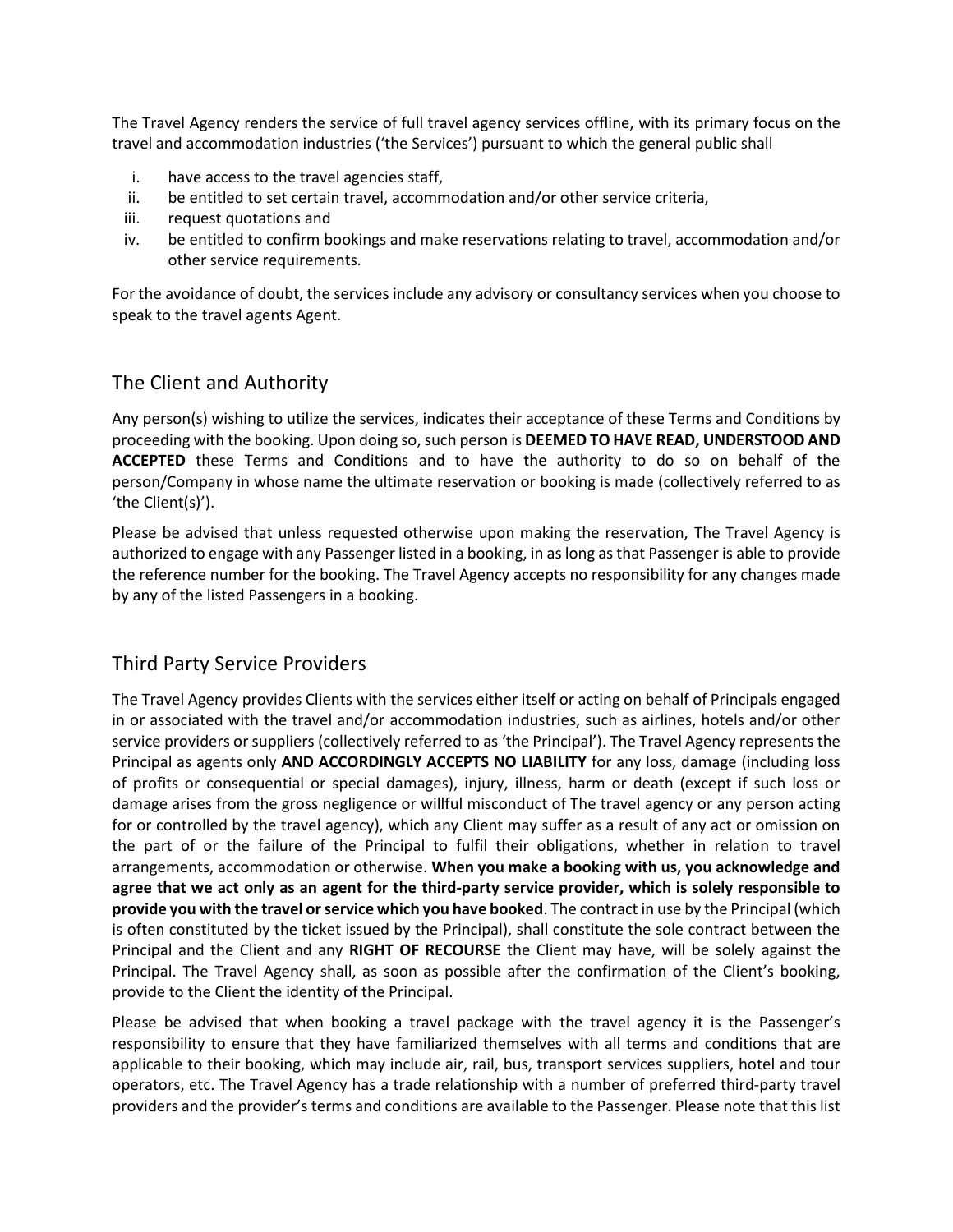The Travel Agency renders the service of full travel agency services offline, with its primary focus on the travel and accommodation industries ('the Services') pursuant to which the general public shall

i. have access to the travel agencies staff,
ii. be entitled to set certain travel, accommodation and/or other service criteria,
iii. request quotations and
iv. be entitled to confirm bookings and make reservations relating to travel, accommodation and/or other service requirements.

For the avoidance of doubt, the services include any advisory or consultancy services when you choose to speak to the travel agents Agent.

## The Client and Authority

Any person(s) wishing to utilize the services, indicates their acceptance of these Terms and Conditions by proceeding with the booking. Upon doing so, such person is **DEEMED TO HAVE READ, UNDERSTOOD AND ACCEPTED** these Terms and Conditions and to have the authority to do so on behalf of the person/Company in whose name the ultimate reservation or booking is made (collectively referred to as 'the Client(s)').

Please be advised that unless requested otherwise upon making the reservation, The Travel Agency is authorized to engage with any Passenger listed in a booking, in as long as that Passenger is able to provide the reference number for the booking. The Travel Agency accepts no responsibility for any changes made by any of the listed Passengers in a booking.

## Third Party Service Providers

The Travel Agency provides Clients with the services either itself or acting on behalf of Principals engaged in or associated with the travel and/or accommodation industries, such as airlines, hotels and/or other service providers or suppliers (collectively referred to as 'the Principal'). The Travel Agency represents the Principal as agents only **AND ACCORDINGLY ACCEPTS NO LIABILITY** for any loss, damage (including loss of profits or consequential or special damages), injury, illness, harm or death (except if such loss or damage arises from the gross negligence or willful misconduct of The travel agency or any person acting for or controlled by the travel agency), which any Client may suffer as a result of any act or omission on the part of or the failure of the Principal to fulfil their obligations, whether in relation to travel arrangements, accommodation or otherwise. **When you make a booking with us, you acknowledge and agree that we act only as an agent for the third-party service provider, which is solely responsible to provide you with the travel or service which you have booked**. The contract in use by the Principal (which is often constituted by the ticket issued by the Principal), shall constitute the sole contract between the Principal and the Client and any **RIGHT OF RECOURSE** the Client may have, will be solely against the Principal. The Travel Agency shall, as soon as possible after the confirmation of the Client's booking, provide to the Client the identity of the Principal.

Please be advised that when booking a travel package with the travel agency it is the Passenger's responsibility to ensure that they have familiarized themselves with all terms and conditions that are applicable to their booking, which may include air, rail, bus, transport services suppliers, hotel and tour operators, etc. The Travel Agency has a trade relationship with a number of preferred third-party travel providers and the provider's terms and conditions are available to the Passenger. Please note that this list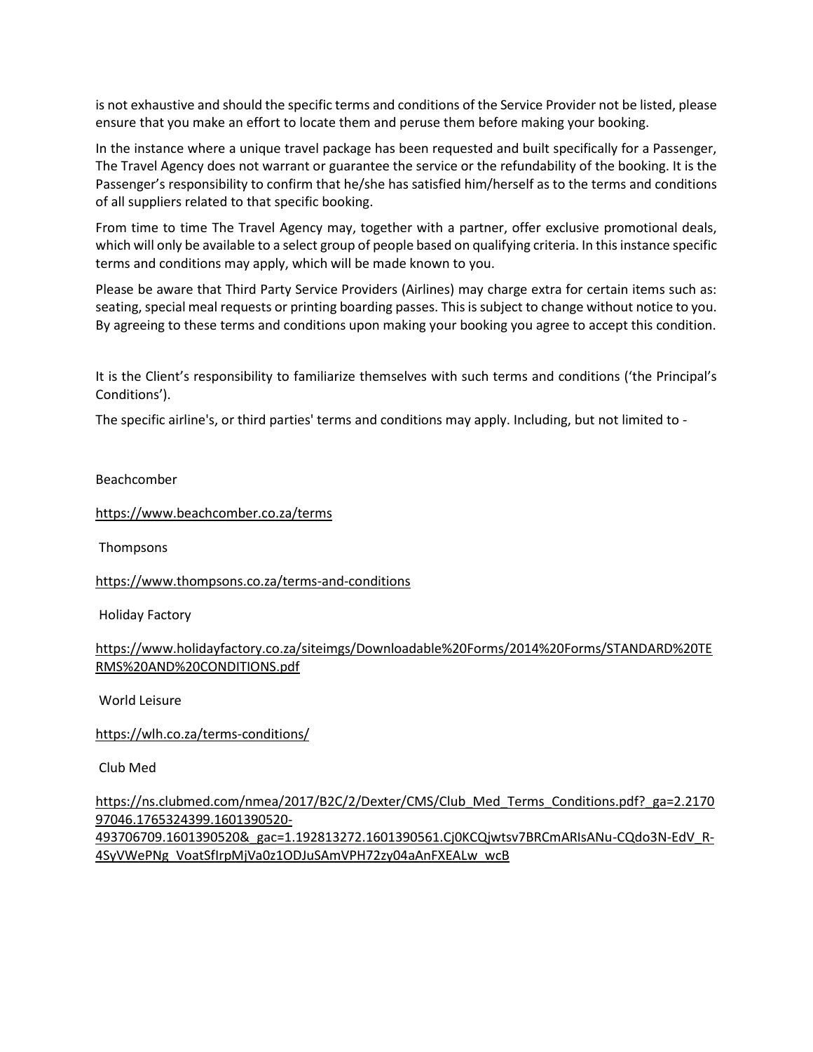is not exhaustive and should the specific terms and conditions of the Service Provider not be listed, please ensure that you make an effort to locate them and peruse them before making your booking.

In the instance where a unique travel package has been requested and built specifically for a Passenger, The Travel Agency does not warrant or guarantee the service or the refundability of the booking. It is the Passenger's responsibility to confirm that he/she has satisfied him/herself as to the terms and conditions of all suppliers related to that specific booking.

From time to time The Travel Agency may, together with a partner, offer exclusive promotional deals, which will only be available to a select group of people based on qualifying criteria. In this instance specific terms and conditions may apply, which will be made known to you.

Please be aware that Third Party Service Providers (Airlines) may charge extra for certain items such as: seating, special meal requests or printing boarding passes. This is subject to change without notice to you. By agreeing to these terms and conditions upon making your booking you agree to accept this condition.

It is the Client's responsibility to familiarize themselves with such terms and conditions ('the Principal's Conditions').

The specific airline's, or third parties' terms and conditions may apply. Including, but not limited to -

Beachcomber

https://www.beachcomber.co.za/terms

Thompsons

https://www.thompsons.co.za/terms-and-conditions

Holiday Factory

https://www.holidayfactory.co.za/siteimgs/Downloadable%20Forms/2014%20Forms/STANDARD%20TERMS%20AND%20CONDITIONS.pdf

World Leisure

https://wlh.co.za/terms-conditions/

Club Med

https://ns.clubmed.com/nmea/2017/B2C/2/Dexter/CMS/Club_Med_Terms_Conditions.pdf?_ga=2.217097046.1765324399.1601390520-493706709.1601390520&_gac=1.192813272.1601390561.Cj0KCQjwtsv7BRCmARIsANu-CQdo3N-EdV_R-4SyVWePNg_VoatSfIrpMjVa0z1ODJuSAmVPH72zy04aAnFXEALw_wcB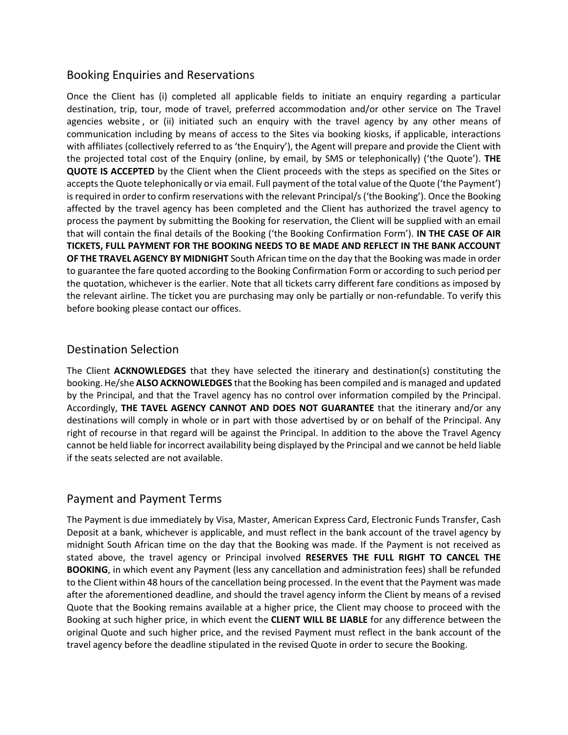## Booking Enquiries and Reservations

Once the Client has (i) completed all applicable fields to initiate an enquiry regarding a particular destination, trip, tour, mode of travel, preferred accommodation and/or other service on The Travel agencies website , or (ii) initiated such an enquiry with the travel agency by any other means of communication including by means of access to the Sites via booking kiosks, if applicable, interactions with affiliates (collectively referred to as 'the Enquiry'), the Agent will prepare and provide the Client with the projected total cost of the Enquiry (online, by email, by SMS or telephonically) ('the Quote'). **THE QUOTE IS ACCEPTED** by the Client when the Client proceeds with the steps as specified on the Sites or accepts the Quote telephonically or via email. Full payment of the total value of the Quote ('the Payment') is required in order to confirm reservations with the relevant Principal/s ('the Booking'). Once the Booking affected by the travel agency has been completed and the Client has authorized the travel agency to process the payment by submitting the Booking for reservation, the Client will be supplied with an email that will contain the final details of the Booking ('the Booking Confirmation Form'). **IN THE CASE OF AIR TICKETS, FULL PAYMENT FOR THE BOOKING NEEDS TO BE MADE AND REFLECT IN THE BANK ACCOUNT OF THE TRAVEL AGENCY BY MIDNIGHT** South African time on the day that the Booking was made in order to guarantee the fare quoted according to the Booking Confirmation Form or according to such period per the quotation, whichever is the earlier. Note that all tickets carry different fare conditions as imposed by the relevant airline. The ticket you are purchasing may only be partially or non-refundable. To verify this before booking please contact our offices.

## Destination Selection

The Client **ACKNOWLEDGES** that they have selected the itinerary and destination(s) constituting the booking. He/she **ALSO ACKNOWLEDGES** that the Booking has been compiled and is managed and updated by the Principal, and that the Travel agency has no control over information compiled by the Principal. Accordingly, **THE TAVEL AGENCY CANNOT AND DOES NOT GUARANTEE** that the itinerary and/or any destinations will comply in whole or in part with those advertised by or on behalf of the Principal. Any right of recourse in that regard will be against the Principal. In addition to the above the Travel Agency cannot be held liable for incorrect availability being displayed by the Principal and we cannot be held liable if the seats selected are not available.

## Payment and Payment Terms

The Payment is due immediately by Visa, Master, American Express Card, Electronic Funds Transfer, Cash Deposit at a bank, whichever is applicable, and must reflect in the bank account of the travel agency by midnight South African time on the day that the Booking was made. If the Payment is not received as stated above, the travel agency or Principal involved **RESERVES THE FULL RIGHT TO CANCEL THE BOOKING**, in which event any Payment (less any cancellation and administration fees) shall be refunded to the Client within 48 hours of the cancellation being processed. In the event that the Payment was made after the aforementioned deadline, and should the travel agency inform the Client by means of a revised Quote that the Booking remains available at a higher price, the Client may choose to proceed with the Booking at such higher price, in which event the **CLIENT WILL BE LIABLE** for any difference between the original Quote and such higher price, and the revised Payment must reflect in the bank account of the travel agency before the deadline stipulated in the revised Quote in order to secure the Booking.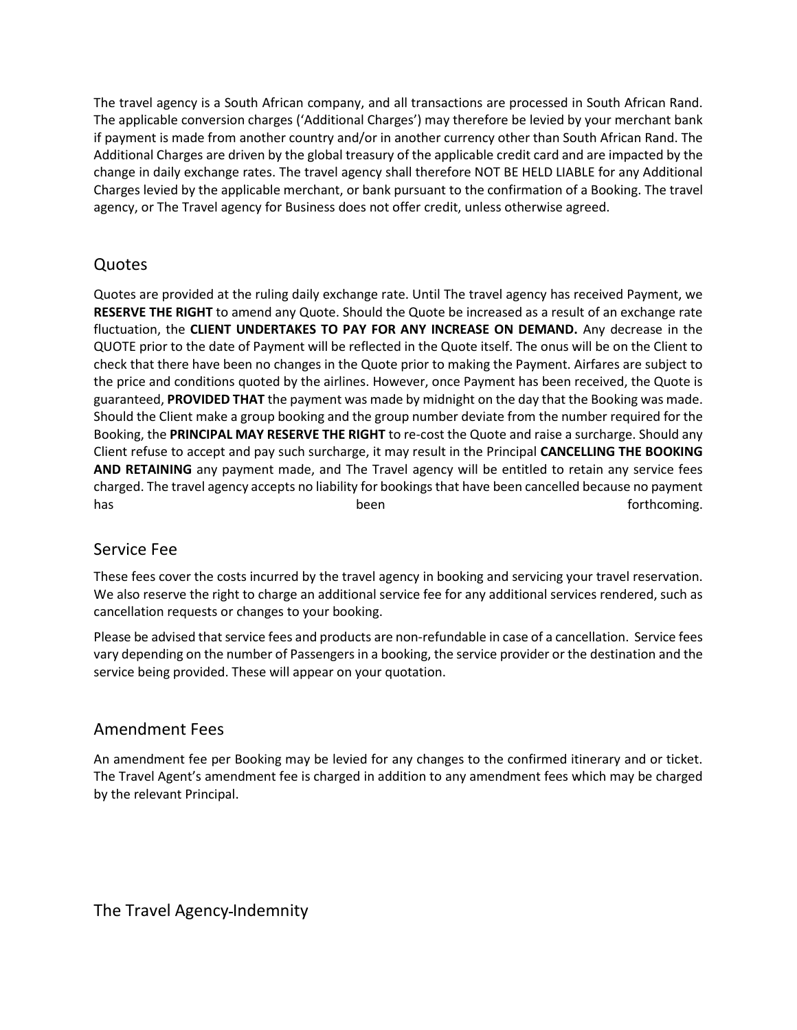The travel agency is a South African company, and all transactions are processed in South African Rand. The applicable conversion charges ('Additional Charges') may therefore be levied by your merchant bank if payment is made from another country and/or in another currency other than South African Rand. The Additional Charges are driven by the global treasury of the applicable credit card and are impacted by the change in daily exchange rates. The travel agency shall therefore NOT BE HELD LIABLE for any Additional Charges levied by the applicable merchant, or bank pursuant to the confirmation of a Booking. The travel agency, or The Travel agency for Business does not offer credit, unless otherwise agreed.

## Quotes

Quotes are provided at the ruling daily exchange rate. Until The travel agency has received Payment, we **RESERVE THE RIGHT** to amend any Quote. Should the Quote be increased as a result of an exchange rate fluctuation, the **CLIENT UNDERTAKES TO PAY FOR ANY INCREASE ON DEMAND.** Any decrease in the QUOTE prior to the date of Payment will be reflected in the Quote itself. The onus will be on the Client to check that there have been no changes in the Quote prior to making the Payment. Airfares are subject to the price and conditions quoted by the airlines. However, once Payment has been received, the Quote is guaranteed, **PROVIDED THAT** the payment was made by midnight on the day that the Booking was made. Should the Client make a group booking and the group number deviate from the number required for the Booking, the **PRINCIPAL MAY RESERVE THE RIGHT** to re-cost the Quote and raise a surcharge. Should any Client refuse to accept and pay such surcharge, it may result in the Principal **CANCELLING THE BOOKING AND RETAINING** any payment made, and The Travel agency will be entitled to retain any service fees charged. The travel agency accepts no liability for bookings that have been cancelled because no payment has been forthcoming.

## Service Fee

These fees cover the costs incurred by the travel agency in booking and servicing your travel reservation. We also reserve the right to charge an additional service fee for any additional services rendered, such as cancellation requests or changes to your booking.

Please be advised that service fees and products are non-refundable in case of a cancellation. Service fees vary depending on the number of Passengers in a booking, the service provider or the destination and the service being provided. These will appear on your quotation.

## Amendment Fees

An amendment fee per Booking may be levied for any changes to the confirmed itinerary and or ticket. The Travel Agent's amendment fee is charged in addition to any amendment fees which may be charged by the relevant Principal.

## The Travel Agency-Indemnity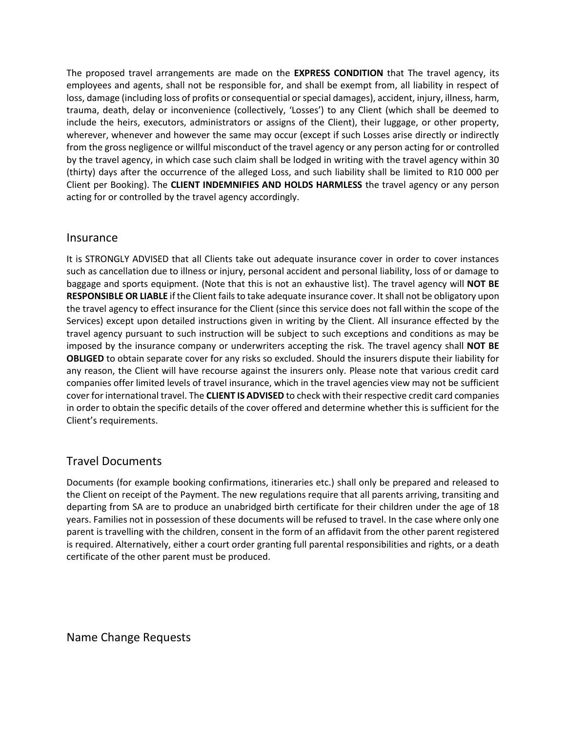The proposed travel arrangements are made on the **EXPRESS CONDITION** that The travel agency, its employees and agents, shall not be responsible for, and shall be exempt from, all liability in respect of loss, damage (including loss of profits or consequential or special damages), accident, injury, illness, harm, trauma, death, delay or inconvenience (collectively, 'Losses') to any Client (which shall be deemed to include the heirs, executors, administrators or assigns of the Client), their luggage, or other property, wherever, whenever and however the same may occur (except if such Losses arise directly or indirectly from the gross negligence or willful misconduct of the travel agency or any person acting for or controlled by the travel agency, in which case such claim shall be lodged in writing with the travel agency within 30 (thirty) days after the occurrence of the alleged Loss, and such liability shall be limited to R10 000 per Client per Booking). The **CLIENT INDEMNIFIES AND HOLDS HARMLESS** the travel agency or any person acting for or controlled by the travel agency accordingly.

## Insurance

It is STRONGLY ADVISED that all Clients take out adequate insurance cover in order to cover instances such as cancellation due to illness or injury, personal accident and personal liability, loss of or damage to baggage and sports equipment. (Note that this is not an exhaustive list). The travel agency will **NOT BE RESPONSIBLE OR LIABLE** if the Client fails to take adequate insurance cover. It shall not be obligatory upon the travel agency to effect insurance for the Client (since this service does not fall within the scope of the Services) except upon detailed instructions given in writing by the Client. All insurance effected by the travel agency pursuant to such instruction will be subject to such exceptions and conditions as may be imposed by the insurance company or underwriters accepting the risk. The travel agency shall **NOT BE OBLIGED** to obtain separate cover for any risks so excluded. Should the insurers dispute their liability for any reason, the Client will have recourse against the insurers only. Please note that various credit card companies offer limited levels of travel insurance, which in the travel agencies view may not be sufficient cover for international travel. The **CLIENT IS ADVISED** to check with their respective credit card companies in order to obtain the specific details of the cover offered and determine whether this is sufficient for the Client's requirements.

## Travel Documents

Documents (for example booking confirmations, itineraries etc.) shall only be prepared and released to the Client on receipt of the Payment. The new regulations require that all parents arriving, transiting and departing from SA are to produce an unabridged birth certificate for their children under the age of 18 years. Families not in possession of these documents will be refused to travel. In the case where only one parent is travelling with the children, consent in the form of an affidavit from the other parent registered is required. Alternatively, either a court order granting full parental responsibilities and rights, or a death certificate of the other parent must be produced.

## Name Change Requests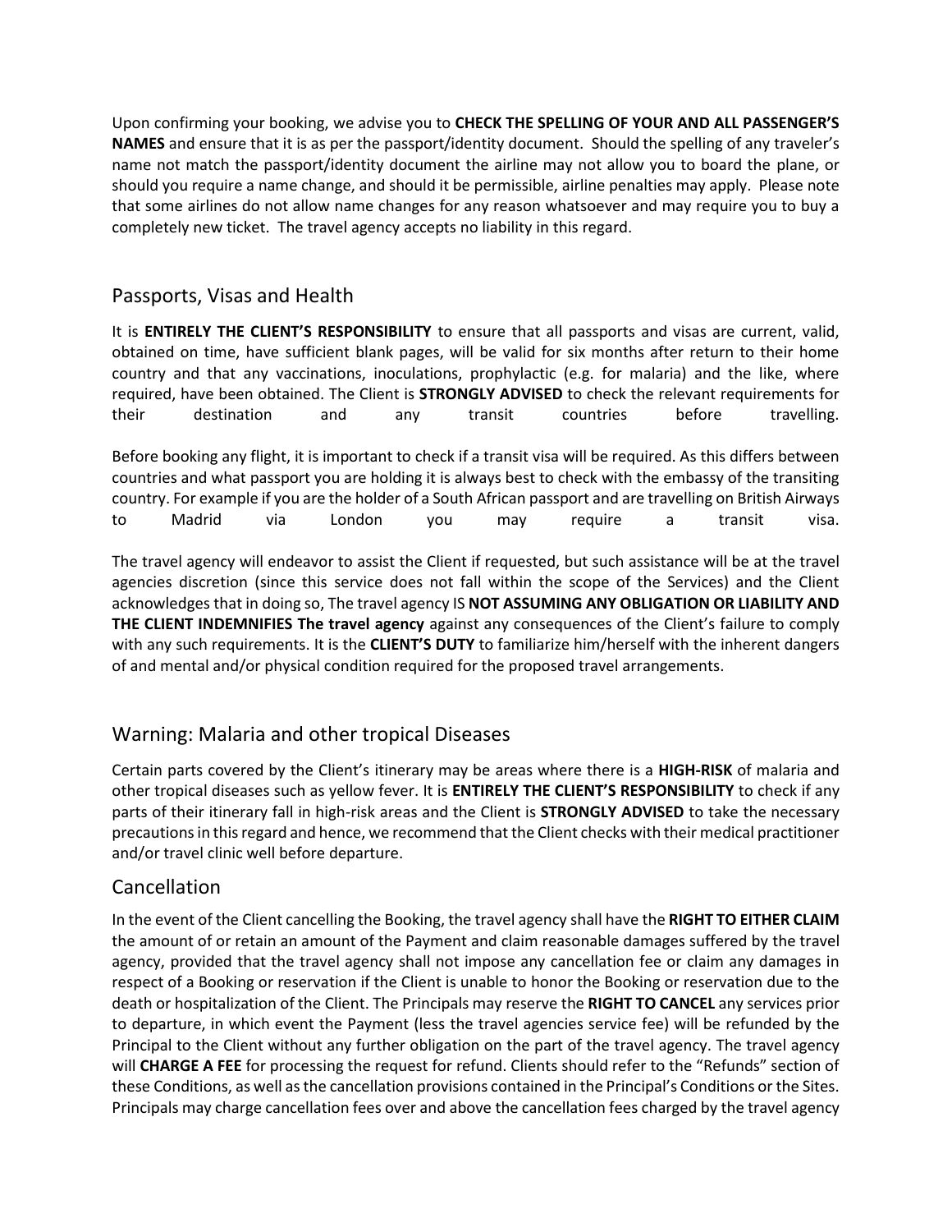Upon confirming your booking, we advise you to **CHECK THE SPELLING OF YOUR AND ALL PASSENGER'S NAMES** and ensure that it is as per the passport/identity document. Should the spelling of any traveler's name not match the passport/identity document the airline may not allow you to board the plane, or should you require a name change, and should it be permissible, airline penalties may apply. Please note that some airlines do not allow name changes for any reason whatsoever and may require you to buy a completely new ticket. The travel agency accepts no liability in this regard.

## Passports, Visas and Health

It is **ENTIRELY THE CLIENT'S RESPONSIBILITY** to ensure that all passports and visas are current, valid, obtained on time, have sufficient blank pages, will be valid for six months after return to their home country and that any vaccinations, inoculations, prophylactic (e.g. for malaria) and the like, where required, have been obtained. The Client is **STRONGLY ADVISED** to check the relevant requirements for their destination and any transit countries before travelling.

Before booking any flight, it is important to check if a transit visa will be required. As this differs between countries and what passport you are holding it is always best to check with the embassy of the transiting country. For example if you are the holder of a South African passport and are travelling on British Airways to Madrid via London you may require a transit visa.

The travel agency will endeavor to assist the Client if requested, but such assistance will be at the travel agencies discretion (since this service does not fall within the scope of the Services) and the Client acknowledges that in doing so, The travel agency IS **NOT ASSUMING ANY OBLIGATION OR LIABILITY AND THE CLIENT INDEMNIFIES The travel agency** against any consequences of the Client's failure to comply with any such requirements. It is the **CLIENT'S DUTY** to familiarize him/herself with the inherent dangers of and mental and/or physical condition required for the proposed travel arrangements.

## Warning: Malaria and other tropical Diseases

Certain parts covered by the Client's itinerary may be areas where there is a **HIGH-RISK** of malaria and other tropical diseases such as yellow fever. It is **ENTIRELY THE CLIENT'S RESPONSIBILITY** to check if any parts of their itinerary fall in high-risk areas and the Client is **STRONGLY ADVISED** to take the necessary precautions in this regard and hence, we recommend that the Client checks with their medical practitioner and/or travel clinic well before departure.

## Cancellation

In the event of the Client cancelling the Booking, the travel agency shall have the **RIGHT TO EITHER CLAIM** the amount of or retain an amount of the Payment and claim reasonable damages suffered by the travel agency, provided that the travel agency shall not impose any cancellation fee or claim any damages in respect of a Booking or reservation if the Client is unable to honor the Booking or reservation due to the death or hospitalization of the Client. The Principals may reserve the **RIGHT TO CANCEL** any services prior to departure, in which event the Payment (less the travel agencies service fee) will be refunded by the Principal to the Client without any further obligation on the part of the travel agency. The travel agency will **CHARGE A FEE** for processing the request for refund. Clients should refer to the "Refunds" section of these Conditions, as well as the cancellation provisions contained in the Principal's Conditions or the Sites. Principals may charge cancellation fees over and above the cancellation fees charged by the travel agency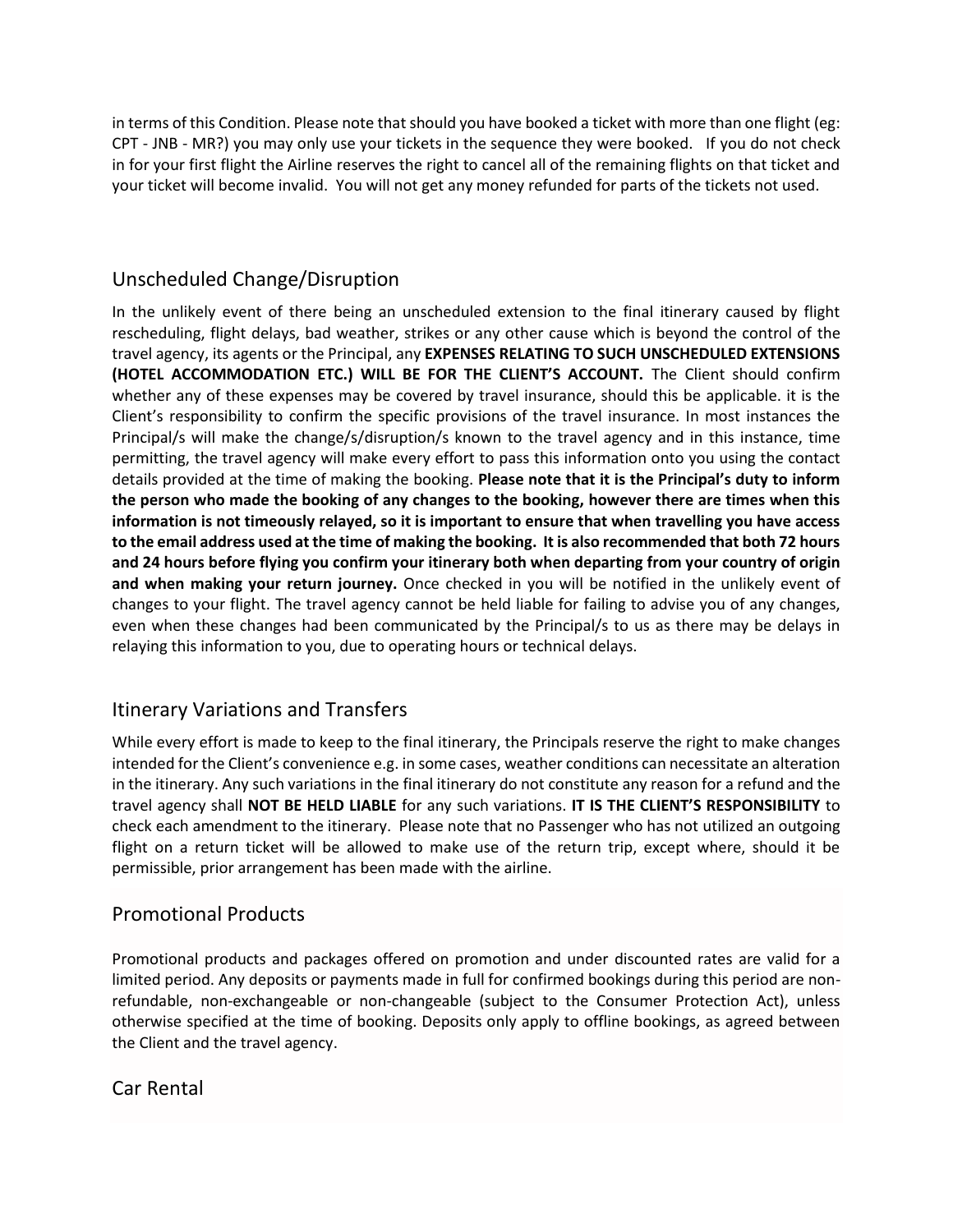in terms of this Condition. Please note that should you have booked a ticket with more than one flight (eg: CPT - JNB - MR?) you may only use your tickets in the sequence they were booked. If you do not check in for your first flight the Airline reserves the right to cancel all of the remaining flights on that ticket and your ticket will become invalid. You will not get any money refunded for parts of the tickets not used.

## Unscheduled Change/Disruption

In the unlikely event of there being an unscheduled extension to the final itinerary caused by flight rescheduling, flight delays, bad weather, strikes or any other cause which is beyond the control of the travel agency, its agents or the Principal, any **EXPENSES RELATING TO SUCH UNSCHEDULED EXTENSIONS (HOTEL ACCOMMODATION ETC.) WILL BE FOR THE CLIENT'S ACCOUNT.** The Client should confirm whether any of these expenses may be covered by travel insurance, should this be applicable. it is the Client's responsibility to confirm the specific provisions of the travel insurance. In most instances the Principal/s will make the change/s/disruption/s known to the travel agency and in this instance, time permitting, the travel agency will make every effort to pass this information onto you using the contact details provided at the time of making the booking. **Please note that it is the Principal's duty to inform the person who made the booking of any changes to the booking, however there are times when this information is not timeously relayed, so it is important to ensure that when travelling you have access to the email address used at the time of making the booking. It is also recommended that both 72 hours and 24 hours before flying you confirm your itinerary both when departing from your country of origin and when making your return journey.** Once checked in you will be notified in the unlikely event of changes to your flight. The travel agency cannot be held liable for failing to advise you of any changes, even when these changes had been communicated by the Principal/s to us as there may be delays in relaying this information to you, due to operating hours or technical delays.

## Itinerary Variations and Transfers

While every effort is made to keep to the final itinerary, the Principals reserve the right to make changes intended for the Client's convenience e.g. in some cases, weather conditions can necessitate an alteration in the itinerary. Any such variations in the final itinerary do not constitute any reason for a refund and the travel agency shall **NOT BE HELD LIABLE** for any such variations. **IT IS THE CLIENT'S RESPONSIBILITY** to check each amendment to the itinerary. Please note that no Passenger who has not utilized an outgoing flight on a return ticket will be allowed to make use of the return trip, except where, should it be permissible, prior arrangement has been made with the airline.

## Promotional Products

Promotional products and packages offered on promotion and under discounted rates are valid for a limited period. Any deposits or payments made in full for confirmed bookings during this period are non-refundable, non-exchangeable or non-changeable (subject to the Consumer Protection Act), unless otherwise specified at the time of booking. Deposits only apply to offline bookings, as agreed between the Client and the travel agency.

## Car Rental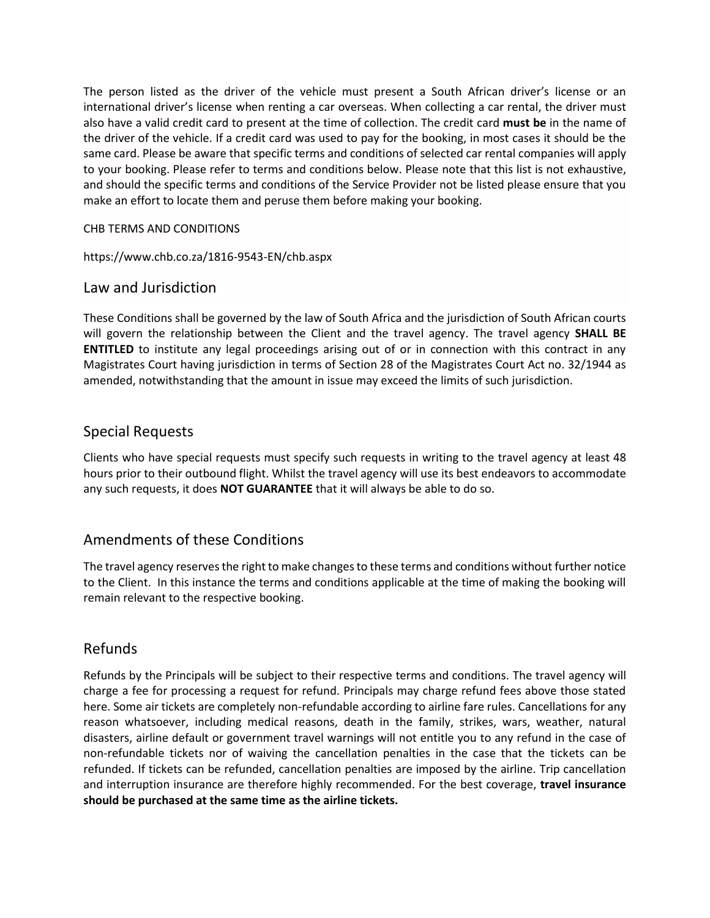The person listed as the driver of the vehicle must present a South African driver's license or an international driver's license when renting a car overseas. When collecting a car rental, the driver must also have a valid credit card to present at the time of collection. The credit card **must be** in the name of the driver of the vehicle. If a credit card was used to pay for the booking, in most cases it should be the same card. Please be aware that specific terms and conditions of selected car rental companies will apply to your booking. Please refer to terms and conditions below. Please note that this list is not exhaustive, and should the specific terms and conditions of the Service Provider not be listed please ensure that you make an effort to locate them and peruse them before making your booking.

CHB TERMS AND CONDITIONS

https://www.chb.co.za/1816-9543-EN/chb.aspx

## Law and Jurisdiction

These Conditions shall be governed by the law of South Africa and the jurisdiction of South African courts will govern the relationship between the Client and the travel agency. The travel agency **SHALL BE ENTITLED** to institute any legal proceedings arising out of or in connection with this contract in any Magistrates Court having jurisdiction in terms of Section 28 of the Magistrates Court Act no. 32/1944 as amended, notwithstanding that the amount in issue may exceed the limits of such jurisdiction.

## Special Requests

Clients who have special requests must specify such requests in writing to the travel agency at least 48 hours prior to their outbound flight. Whilst the travel agency will use its best endeavors to accommodate any such requests, it does **NOT GUARANTEE** that it will always be able to do so.

## Amendments of these Conditions

The travel agency reserves the right to make changes to these terms and conditions without further notice to the Client. In this instance the terms and conditions applicable at the time of making the booking will remain relevant to the respective booking.

## Refunds

Refunds by the Principals will be subject to their respective terms and conditions. The travel agency will charge a fee for processing a request for refund. Principals may charge refund fees above those stated here. Some air tickets are completely non-refundable according to airline fare rules. Cancellations for any reason whatsoever, including medical reasons, death in the family, strikes, wars, weather, natural disasters, airline default or government travel warnings will not entitle you to any refund in the case of non-refundable tickets nor of waiving the cancellation penalties in the case that the tickets can be refunded. If tickets can be refunded, cancellation penalties are imposed by the airline. Trip cancellation and interruption insurance are therefore highly recommended. For the best coverage, **travel insurance should be purchased at the same time as the airline tickets.**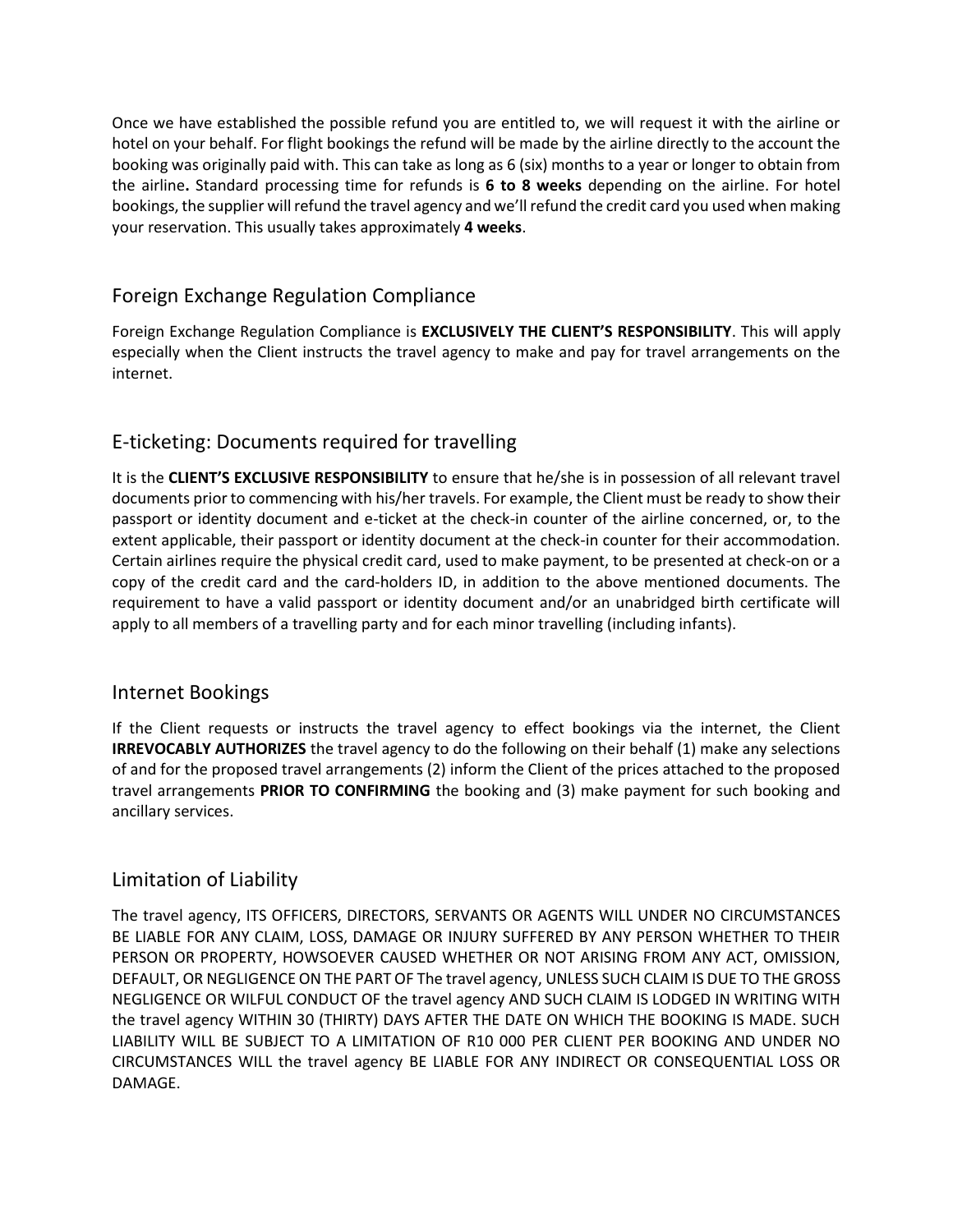Once we have established the possible refund you are entitled to, we will request it with the airline or hotel on your behalf. For flight bookings the refund will be made by the airline directly to the account the booking was originally paid with. This can take as long as 6 (six) months to a year or longer to obtain from the airline**.** Standard processing time for refunds is **6 to 8 weeks** depending on the airline. For hotel bookings, the supplier will refund the travel agency and we'll refund the credit card you used when making your reservation. This usually takes approximately **4 weeks**.

## Foreign Exchange Regulation Compliance

Foreign Exchange Regulation Compliance is **EXCLUSIVELY THE CLIENT'S RESPONSIBILITY**. This will apply especially when the Client instructs the travel agency to make and pay for travel arrangements on the internet.

## E-ticketing: Documents required for travelling

It is the **CLIENT'S EXCLUSIVE RESPONSIBILITY** to ensure that he/she is in possession of all relevant travel documents prior to commencing with his/her travels. For example, the Client must be ready to show their passport or identity document and e-ticket at the check-in counter of the airline concerned, or, to the extent applicable, their passport or identity document at the check-in counter for their accommodation. Certain airlines require the physical credit card, used to make payment, to be presented at check-on or a copy of the credit card and the card-holders ID, in addition to the above mentioned documents. The requirement to have a valid passport or identity document and/or an unabridged birth certificate will apply to all members of a travelling party and for each minor travelling (including infants).

## Internet Bookings

If the Client requests or instructs the travel agency to effect bookings via the internet, the Client **IRREVOCABLY AUTHORIZES** the travel agency to do the following on their behalf (1) make any selections of and for the proposed travel arrangements (2) inform the Client of the prices attached to the proposed travel arrangements **PRIOR TO CONFIRMING** the booking and (3) make payment for such booking and ancillary services.

## Limitation of Liability

The travel agency, ITS OFFICERS, DIRECTORS, SERVANTS OR AGENTS WILL UNDER NO CIRCUMSTANCES BE LIABLE FOR ANY CLAIM, LOSS, DAMAGE OR INJURY SUFFERED BY ANY PERSON WHETHER TO THEIR PERSON OR PROPERTY, HOWSOEVER CAUSED WHETHER OR NOT ARISING FROM ANY ACT, OMISSION, DEFAULT, OR NEGLIGENCE ON THE PART OF The travel agency, UNLESS SUCH CLAIM IS DUE TO THE GROSS NEGLIGENCE OR WILFUL CONDUCT OF the travel agency AND SUCH CLAIM IS LODGED IN WRITING WITH the travel agency WITHIN 30 (THIRTY) DAYS AFTER THE DATE ON WHICH THE BOOKING IS MADE. SUCH LIABILITY WILL BE SUBJECT TO A LIMITATION OF R10 000 PER CLIENT PER BOOKING AND UNDER NO CIRCUMSTANCES WILL the travel agency BE LIABLE FOR ANY INDIRECT OR CONSEQUENTIAL LOSS OR DAMAGE.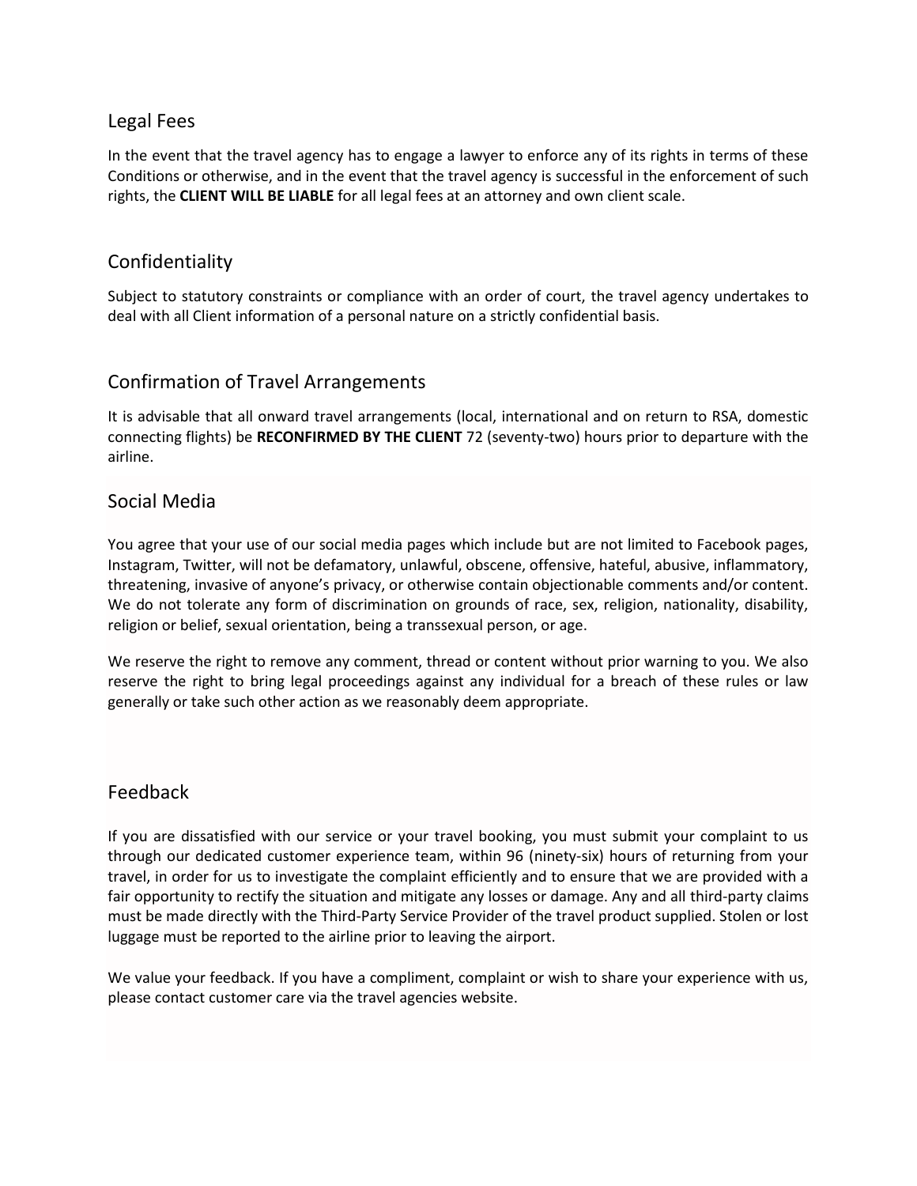## Legal Fees

In the event that the travel agency has to engage a lawyer to enforce any of its rights in terms of these Conditions or otherwise, and in the event that the travel agency is successful in the enforcement of such rights, the **CLIENT WILL BE LIABLE** for all legal fees at an attorney and own client scale.

## Confidentiality

Subject to statutory constraints or compliance with an order of court, the travel agency undertakes to deal with all Client information of a personal nature on a strictly confidential basis.

## Confirmation of Travel Arrangements

It is advisable that all onward travel arrangements (local, international and on return to RSA, domestic connecting flights) be **RECONFIRMED BY THE CLIENT** 72 (seventy-two) hours prior to departure with the airline.

## Social Media

You agree that your use of our social media pages which include but are not limited to Facebook pages, Instagram, Twitter, will not be defamatory, unlawful, obscene, offensive, hateful, abusive, inflammatory, threatening, invasive of anyone's privacy, or otherwise contain objectionable comments and/or content. We do not tolerate any form of discrimination on grounds of race, sex, religion, nationality, disability, religion or belief, sexual orientation, being a transsexual person, or age.

We reserve the right to remove any comment, thread or content without prior warning to you. We also reserve the right to bring legal proceedings against any individual for a breach of these rules or law generally or take such other action as we reasonably deem appropriate.

## Feedback

If you are dissatisfied with our service or your travel booking, you must submit your complaint to us through our dedicated customer experience team, within 96 (ninety-six) hours of returning from your travel, in order for us to investigate the complaint efficiently and to ensure that we are provided with a fair opportunity to rectify the situation and mitigate any losses or damage. Any and all third-party claims must be made directly with the Third-Party Service Provider of the travel product supplied. Stolen or lost luggage must be reported to the airline prior to leaving the airport.

We value your feedback. If you have a compliment, complaint or wish to share your experience with us, please contact customer care via the travel agencies website.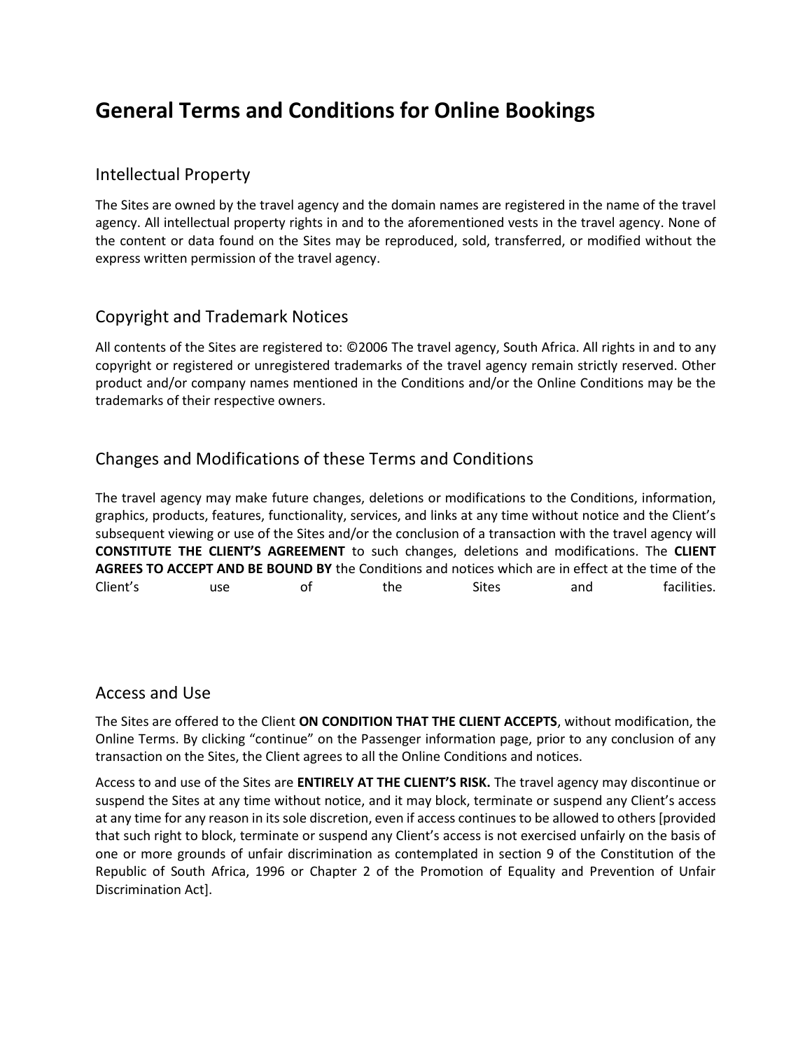# General Terms and Conditions for Online Bookings

## Intellectual Property

The Sites are owned by the travel agency and the domain names are registered in the name of the travel agency. All intellectual property rights in and to the aforementioned vests in the travel agency. None of the content or data found on the Sites may be reproduced, sold, transferred, or modified without the express written permission of the travel agency.

## Copyright and Trademark Notices

All contents of the Sites are registered to: ©2006 The travel agency, South Africa. All rights in and to any copyright or registered or unregistered trademarks of the travel agency remain strictly reserved. Other product and/or company names mentioned in the Conditions and/or the Online Conditions may be the trademarks of their respective owners.

## Changes and Modifications of these Terms and Conditions

The travel agency may make future changes, deletions or modifications to the Conditions, information, graphics, products, features, functionality, services, and links at any time without notice and the Client's subsequent viewing or use of the Sites and/or the conclusion of a transaction with the travel agency will **CONSTITUTE THE CLIENT'S AGREEMENT** to such changes, deletions and modifications. The **CLIENT AGREES TO ACCEPT AND BE BOUND BY** the Conditions and notices which are in effect at the time of the Client's use of the Sites and facilities.

## Access and Use

The Sites are offered to the Client **ON CONDITION THAT THE CLIENT ACCEPTS**, without modification, the Online Terms. By clicking "continue" on the Passenger information page, prior to any conclusion of any transaction on the Sites, the Client agrees to all the Online Conditions and notices.

Access to and use of the Sites are **ENTIRELY AT THE CLIENT'S RISK.** The travel agency may discontinue or suspend the Sites at any time without notice, and it may block, terminate or suspend any Client's access at any time for any reason in its sole discretion, even if access continues to be allowed to others [provided that such right to block, terminate or suspend any Client's access is not exercised unfairly on the basis of one or more grounds of unfair discrimination as contemplated in section 9 of the Constitution of the Republic of South Africa, 1996 or Chapter 2 of the Promotion of Equality and Prevention of Unfair Discrimination Act].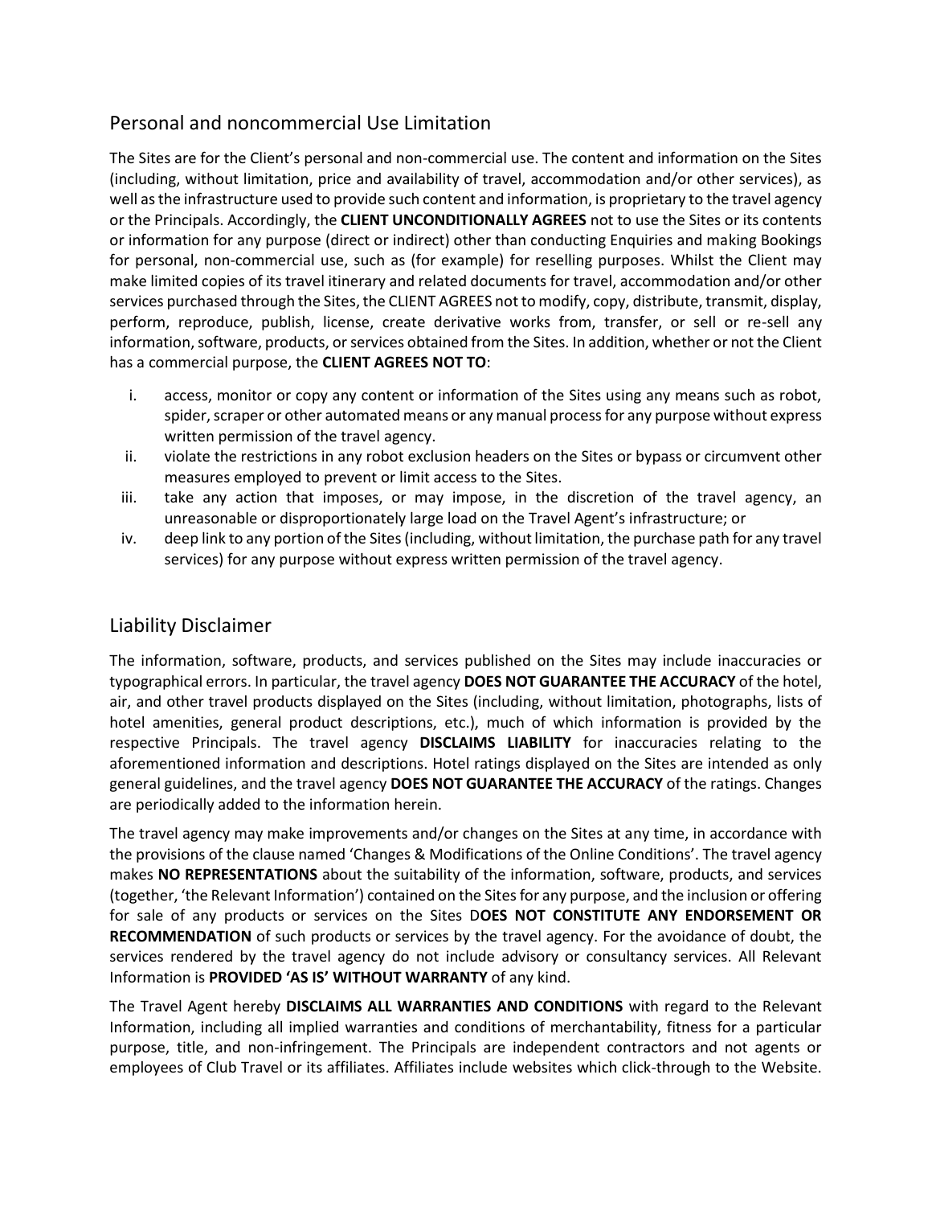## Personal and noncommercial Use Limitation

The Sites are for the Client's personal and non-commercial use. The content and information on the Sites (including, without limitation, price and availability of travel, accommodation and/or other services), as well as the infrastructure used to provide such content and information, is proprietary to the travel agency or the Principals. Accordingly, the **CLIENT UNCONDITIONALLY AGREES** not to use the Sites or its contents or information for any purpose (direct or indirect) other than conducting Enquiries and making Bookings for personal, non-commercial use, such as (for example) for reselling purposes. Whilst the Client may make limited copies of its travel itinerary and related documents for travel, accommodation and/or other services purchased through the Sites, the CLIENT AGREES not to modify, copy, distribute, transmit, display, perform, reproduce, publish, license, create derivative works from, transfer, or sell or re-sell any information, software, products, or services obtained from the Sites. In addition, whether or not the Client has a commercial purpose, the **CLIENT AGREES NOT TO**:

i. access, monitor or copy any content or information of the Sites using any means such as robot, spider, scraper or other automated means or any manual process for any purpose without express written permission of the travel agency.
ii. violate the restrictions in any robot exclusion headers on the Sites or bypass or circumvent other measures employed to prevent or limit access to the Sites.
iii. take any action that imposes, or may impose, in the discretion of the travel agency, an unreasonable or disproportionately large load on the Travel Agent's infrastructure; or
iv. deep link to any portion of the Sites (including, without limitation, the purchase path for any travel services) for any purpose without express written permission of the travel agency.

## Liability Disclaimer

The information, software, products, and services published on the Sites may include inaccuracies or typographical errors. In particular, the travel agency **DOES NOT GUARANTEE THE ACCURACY** of the hotel, air, and other travel products displayed on the Sites (including, without limitation, photographs, lists of hotel amenities, general product descriptions, etc.), much of which information is provided by the respective Principals. The travel agency **DISCLAIMS LIABILITY** for inaccuracies relating to the aforementioned information and descriptions. Hotel ratings displayed on the Sites are intended as only general guidelines, and the travel agency **DOES NOT GUARANTEE THE ACCURACY** of the ratings. Changes are periodically added to the information herein.

The travel agency may make improvements and/or changes on the Sites at any time, in accordance with the provisions of the clause named 'Changes & Modifications of the Online Conditions'. The travel agency makes **NO REPRESENTATIONS** about the suitability of the information, software, products, and services (together, 'the Relevant Information') contained on the Sites for any purpose, and the inclusion or offering for sale of any products or services on the Sites D**OES NOT CONSTITUTE ANY ENDORSEMENT OR RECOMMENDATION** of such products or services by the travel agency. For the avoidance of doubt, the services rendered by the travel agency do not include advisory or consultancy services. All Relevant Information is **PROVIDED 'AS IS' WITHOUT WARRANTY** of any kind.

The Travel Agent hereby **DISCLAIMS ALL WARRANTIES AND CONDITIONS** with regard to the Relevant Information, including all implied warranties and conditions of merchantability, fitness for a particular purpose, title, and non-infringement. The Principals are independent contractors and not agents or employees of Club Travel or its affiliates. Affiliates include websites which click-through to the Website.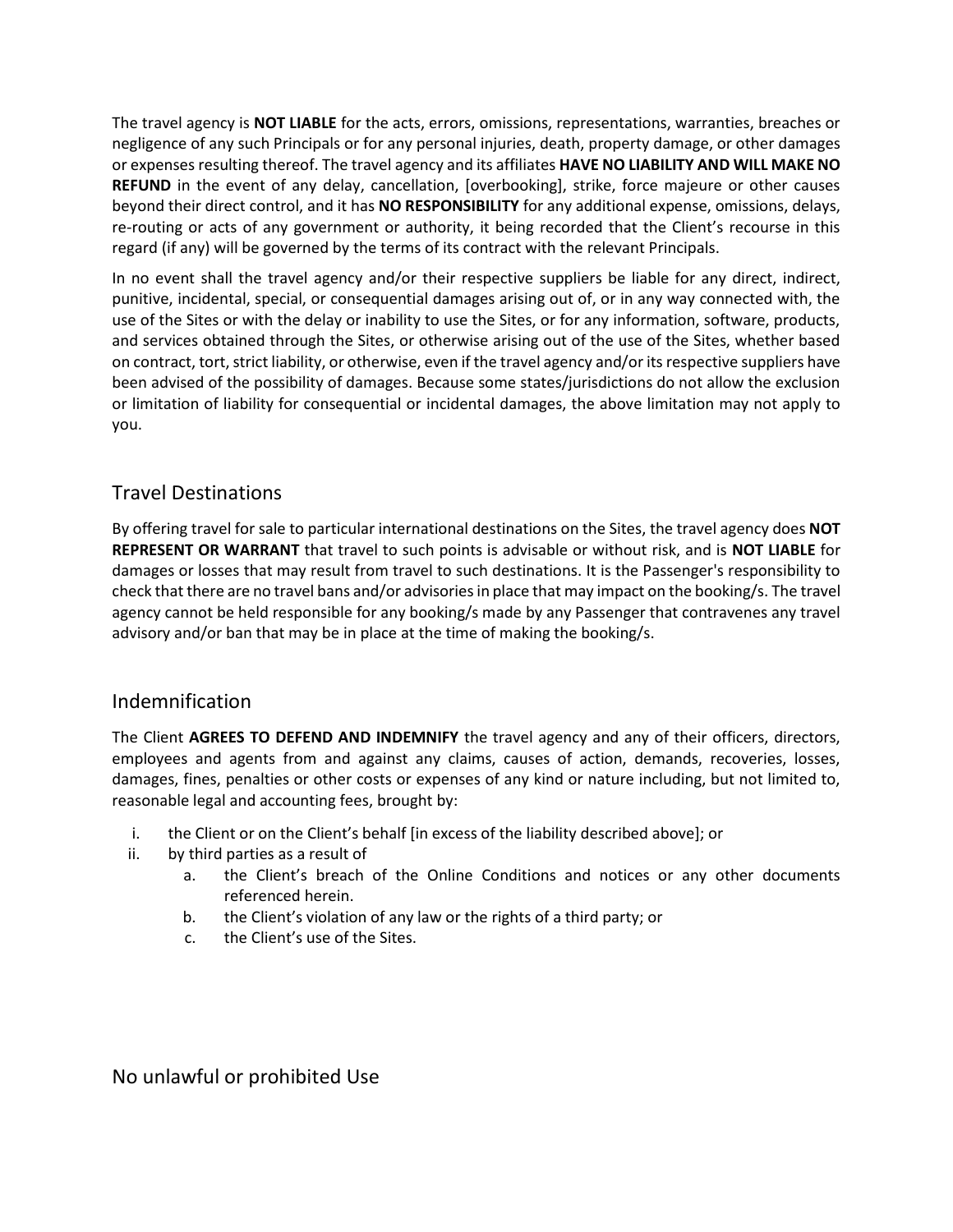The travel agency is **NOT LIABLE** for the acts, errors, omissions, representations, warranties, breaches or negligence of any such Principals or for any personal injuries, death, property damage, or other damages or expenses resulting thereof. The travel agency and its affiliates **HAVE NO LIABILITY AND WILL MAKE NO REFUND** in the event of any delay, cancellation, [overbooking], strike, force majeure or other causes beyond their direct control, and it has **NO RESPONSIBILITY** for any additional expense, omissions, delays, re-routing or acts of any government or authority, it being recorded that the Client's recourse in this regard (if any) will be governed by the terms of its contract with the relevant Principals.

In no event shall the travel agency and/or their respective suppliers be liable for any direct, indirect, punitive, incidental, special, or consequential damages arising out of, or in any way connected with, the use of the Sites or with the delay or inability to use the Sites, or for any information, software, products, and services obtained through the Sites, or otherwise arising out of the use of the Sites, whether based on contract, tort, strict liability, or otherwise, even if the travel agency and/or its respective suppliers have been advised of the possibility of damages. Because some states/jurisdictions do not allow the exclusion or limitation of liability for consequential or incidental damages, the above limitation may not apply to you.

## Travel Destinations

By offering travel for sale to particular international destinations on the Sites, the travel agency does **NOT REPRESENT OR WARRANT** that travel to such points is advisable or without risk, and is **NOT LIABLE** for damages or losses that may result from travel to such destinations. It is the Passenger's responsibility to check that there are no travel bans and/or advisories in place that may impact on the booking/s. The travel agency cannot be held responsible for any booking/s made by any Passenger that contravenes any travel advisory and/or ban that may be in place at the time of making the booking/s.

## Indemnification

The Client **AGREES TO DEFEND AND INDEMNIFY** the travel agency and any of their officers, directors, employees and agents from and against any claims, causes of action, demands, recoveries, losses, damages, fines, penalties or other costs or expenses of any kind or nature including, but not limited to, reasonable legal and accounting fees, brought by:

i. the Client or on the Client's behalf [in excess of the liability described above]; or
ii. by third parties as a result of
    a. the Client's breach of the Online Conditions and notices or any other documents referenced herein.
    b. the Client's violation of any law or the rights of a third party; or
    c. the Client's use of the Sites.

## No unlawful or prohibited Use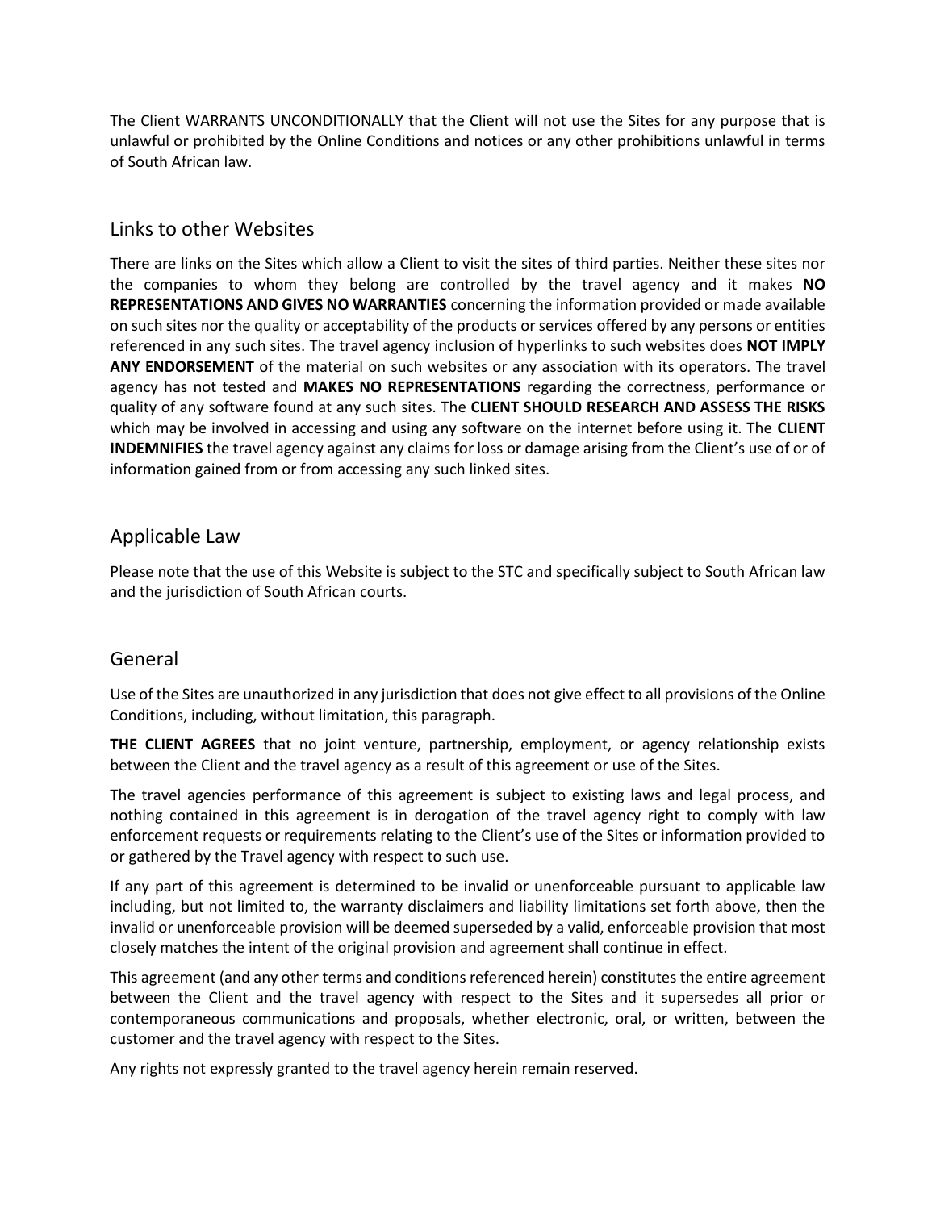The Client WARRANTS UNCONDITIONALLY that the Client will not use the Sites for any purpose that is unlawful or prohibited by the Online Conditions and notices or any other prohibitions unlawful in terms of South African law.

## Links to other Websites

There are links on the Sites which allow a Client to visit the sites of third parties. Neither these sites nor the companies to whom they belong are controlled by the travel agency and it makes **NO REPRESENTATIONS AND GIVES NO WARRANTIES** concerning the information provided or made available on such sites nor the quality or acceptability of the products or services offered by any persons or entities referenced in any such sites. The travel agency inclusion of hyperlinks to such websites does **NOT IMPLY ANY ENDORSEMENT** of the material on such websites or any association with its operators. The travel agency has not tested and **MAKES NO REPRESENTATIONS** regarding the correctness, performance or quality of any software found at any such sites. The **CLIENT SHOULD RESEARCH AND ASSESS THE RISKS** which may be involved in accessing and using any software on the internet before using it. The **CLIENT INDEMNIFIES** the travel agency against any claims for loss or damage arising from the Client's use of or of information gained from or from accessing any such linked sites.

## Applicable Law

Please note that the use of this Website is subject to the STC and specifically subject to South African law and the jurisdiction of South African courts.

## General

Use of the Sites are unauthorized in any jurisdiction that does not give effect to all provisions of the Online Conditions, including, without limitation, this paragraph.

**THE CLIENT AGREES** that no joint venture, partnership, employment, or agency relationship exists between the Client and the travel agency as a result of this agreement or use of the Sites.

The travel agencies performance of this agreement is subject to existing laws and legal process, and nothing contained in this agreement is in derogation of the travel agency right to comply with law enforcement requests or requirements relating to the Client's use of the Sites or information provided to or gathered by the Travel agency with respect to such use.

If any part of this agreement is determined to be invalid or unenforceable pursuant to applicable law including, but not limited to, the warranty disclaimers and liability limitations set forth above, then the invalid or unenforceable provision will be deemed superseded by a valid, enforceable provision that most closely matches the intent of the original provision and agreement shall continue in effect.

This agreement (and any other terms and conditions referenced herein) constitutes the entire agreement between the Client and the travel agency with respect to the Sites and it supersedes all prior or contemporaneous communications and proposals, whether electronic, oral, or written, between the customer and the travel agency with respect to the Sites.

Any rights not expressly granted to the travel agency herein remain reserved.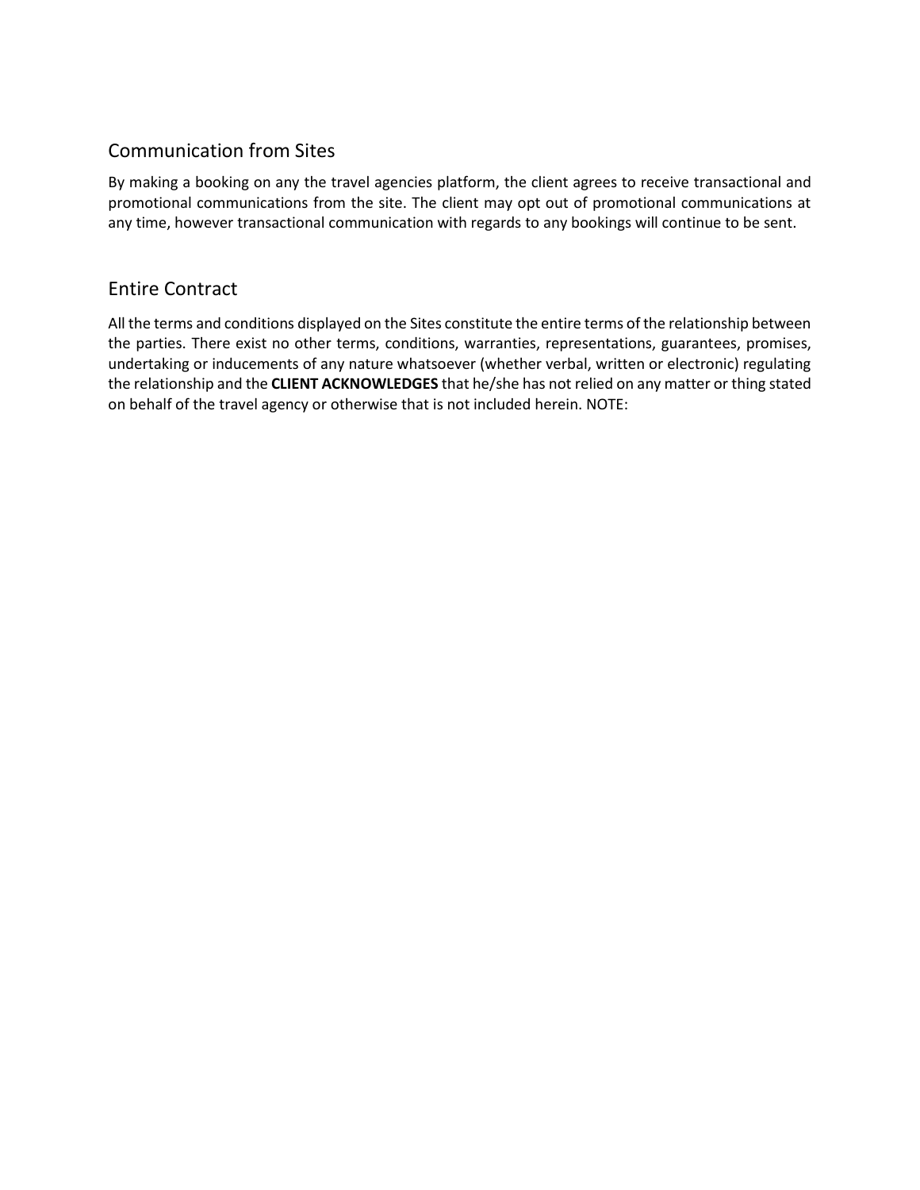## Communication from Sites

By making a booking on any the travel agencies platform, the client agrees to receive transactional and promotional communications from the site. The client may opt out of promotional communications at any time, however transactional communication with regards to any bookings will continue to be sent.

## Entire Contract

All the terms and conditions displayed on the Sites constitute the entire terms of the relationship between the parties. There exist no other terms, conditions, warranties, representations, guarantees, promises, undertaking or inducements of any nature whatsoever (whether verbal, written or electronic) regulating the relationship and the **CLIENT ACKNOWLEDGES** that he/she has not relied on any matter or thing stated on behalf of the travel agency or otherwise that is not included herein. NOTE: